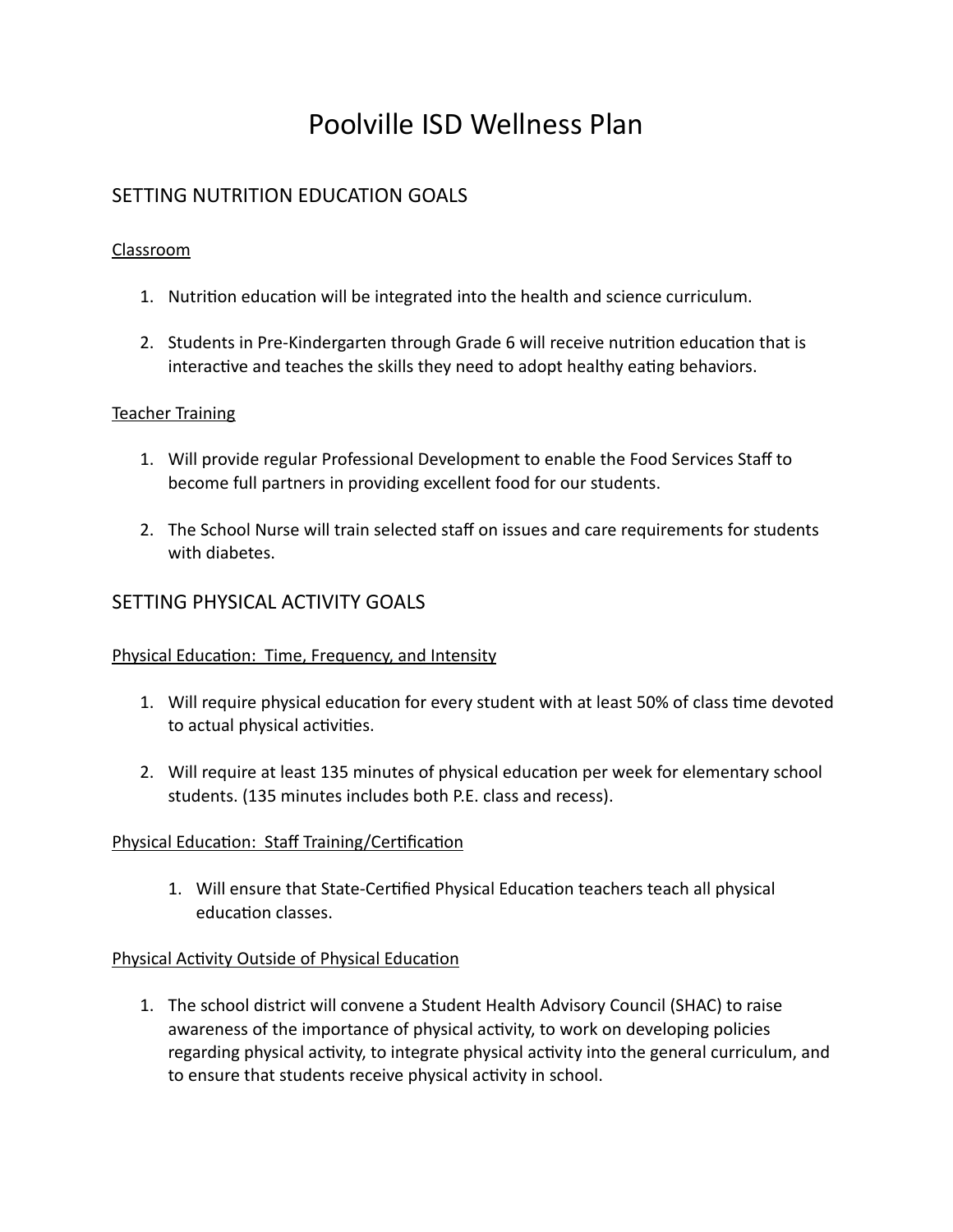# Poolville ISD Wellness Plan

## SETTING NUTRITION EDUCATION GOALS

<u>Classroom</u>

1. Nutrition education will be integrated into the health and science curriculum.
2. Students in Pre-Kindergarten through Grade 6 will receive nutrition education that is interactive and teaches the skills they need to adopt healthy eating behaviors.

<u>Teacher Training</u>

1. Will provide regular Professional Development to enable the Food Services Staff to become full partners in providing excellent food for our students.
2. The School Nurse will train selected staff on issues and care requirements for students with diabetes.

## SETTING PHYSICAL ACTIVITY GOALS

<u>Physical Education: Time, Frequency, and Intensity</u>

1. Will require physical education for every student with at least 50% of class time devoted to actual physical activities.
2. Will require at least 135 minutes of physical education per week for elementary school students. (135 minutes includes both P.E. class and recess).

<u>Physical Education: Staff Training/Certification</u>

1. Will ensure that State-Certified Physical Education teachers teach all physical education classes.

<u>Physical Activity Outside of Physical Education</u>

1. The school district will convene a Student Health Advisory Council (SHAC) to raise awareness of the importance of physical activity, to work on developing policies regarding physical activity, to integrate physical activity into the general curriculum, and to ensure that students receive physical activity in school.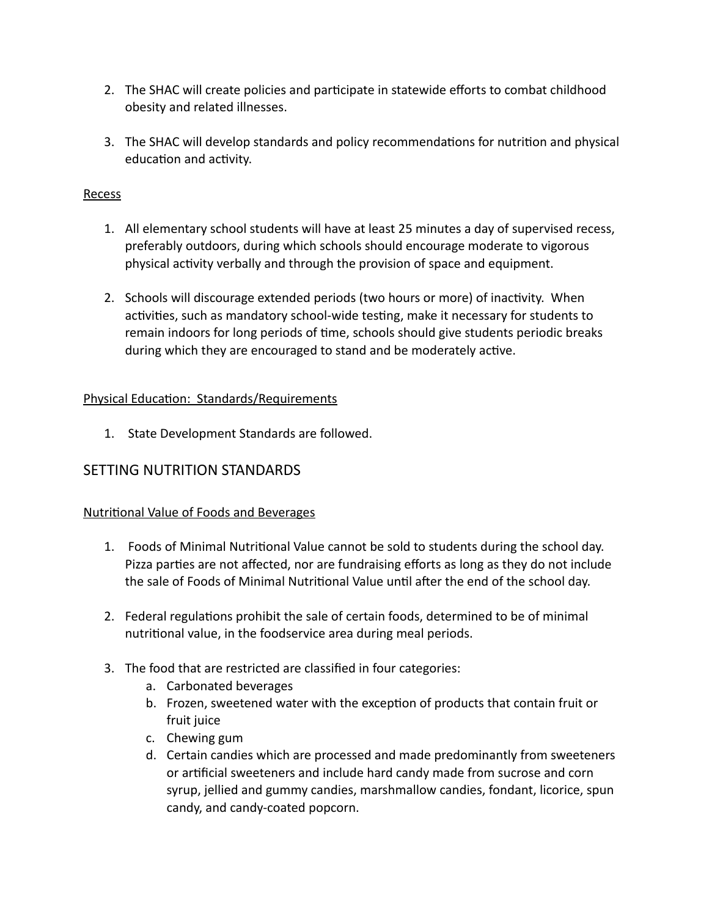2. The SHAC will create policies and participate in statewide efforts to combat childhood obesity and related illnesses.

3. The SHAC will develop standards and policy recommendations for nutrition and physical education and activity.

<u>Recess</u>

1. All elementary school students will have at least 25 minutes a day of supervised recess, preferably outdoors, during which schools should encourage moderate to vigorous physical activity verbally and through the provision of space and equipment.

2. Schools will discourage extended periods (two hours or more) of inactivity. When activities, such as mandatory school-wide testing, make it necessary for students to remain indoors for long periods of time, schools should give students periodic breaks during which they are encouraged to stand and be moderately active.

<u>Physical Education: Standards/Requirements</u>

1. State Development Standards are followed.

## SETTING NUTRITION STANDARDS

<u>Nutritional Value of Foods and Beverages</u>

1. Foods of Minimal Nutritional Value cannot be sold to students during the school day. Pizza parties are not affected, nor are fundraising efforts as long as they do not include the sale of Foods of Minimal Nutritional Value until after the end of the school day.

2. Federal regulations prohibit the sale of certain foods, determined to be of minimal nutritional value, in the foodservice area during meal periods.

3. The food that are restricted are classified in four categories:
   a. Carbonated beverages
   b. Frozen, sweetened water with the exception of products that contain fruit or fruit juice
   c. Chewing gum
   d. Certain candies which are processed and made predominantly from sweeteners or artificial sweeteners and include hard candy made from sucrose and corn syrup, jellied and gummy candies, marshmallow candies, fondant, licorice, spun candy, and candy-coated popcorn.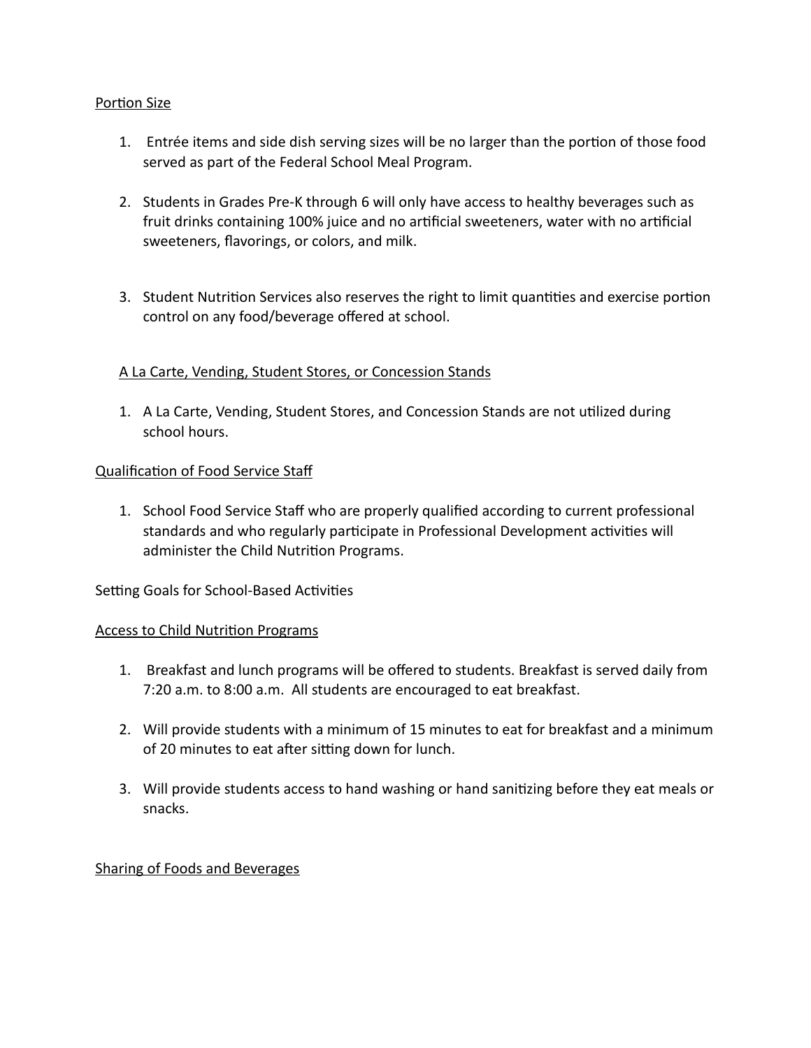Portion Size

1. Entrée items and side dish serving sizes will be no larger than the portion of those food served as part of the Federal School Meal Program.

2. Students in Grades Pre-K through 6 will only have access to healthy beverages such as fruit drinks containing 100% juice and no artificial sweeteners, water with no artificial sweeteners, flavorings, or colors, and milk.

3. Student Nutrition Services also reserves the right to limit quantities and exercise portion control on any food/beverage offered at school.

A La Carte, Vending, Student Stores, or Concession Stands

1. A La Carte, Vending, Student Stores, and Concession Stands are not utilized during school hours.

Qualification of Food Service Staff

1. School Food Service Staff who are properly qualified according to current professional standards and who regularly participate in Professional Development activities will administer the Child Nutrition Programs.

Setting Goals for School-Based Activities

Access to Child Nutrition Programs

1. Breakfast and lunch programs will be offered to students. Breakfast is served daily from 7:20 a.m. to 8:00 a.m. All students are encouraged to eat breakfast.

2. Will provide students with a minimum of 15 minutes to eat for breakfast and a minimum of 20 minutes to eat after sitting down for lunch.

3. Will provide students access to hand washing or hand sanitizing before they eat meals or snacks.

Sharing of Foods and Beverages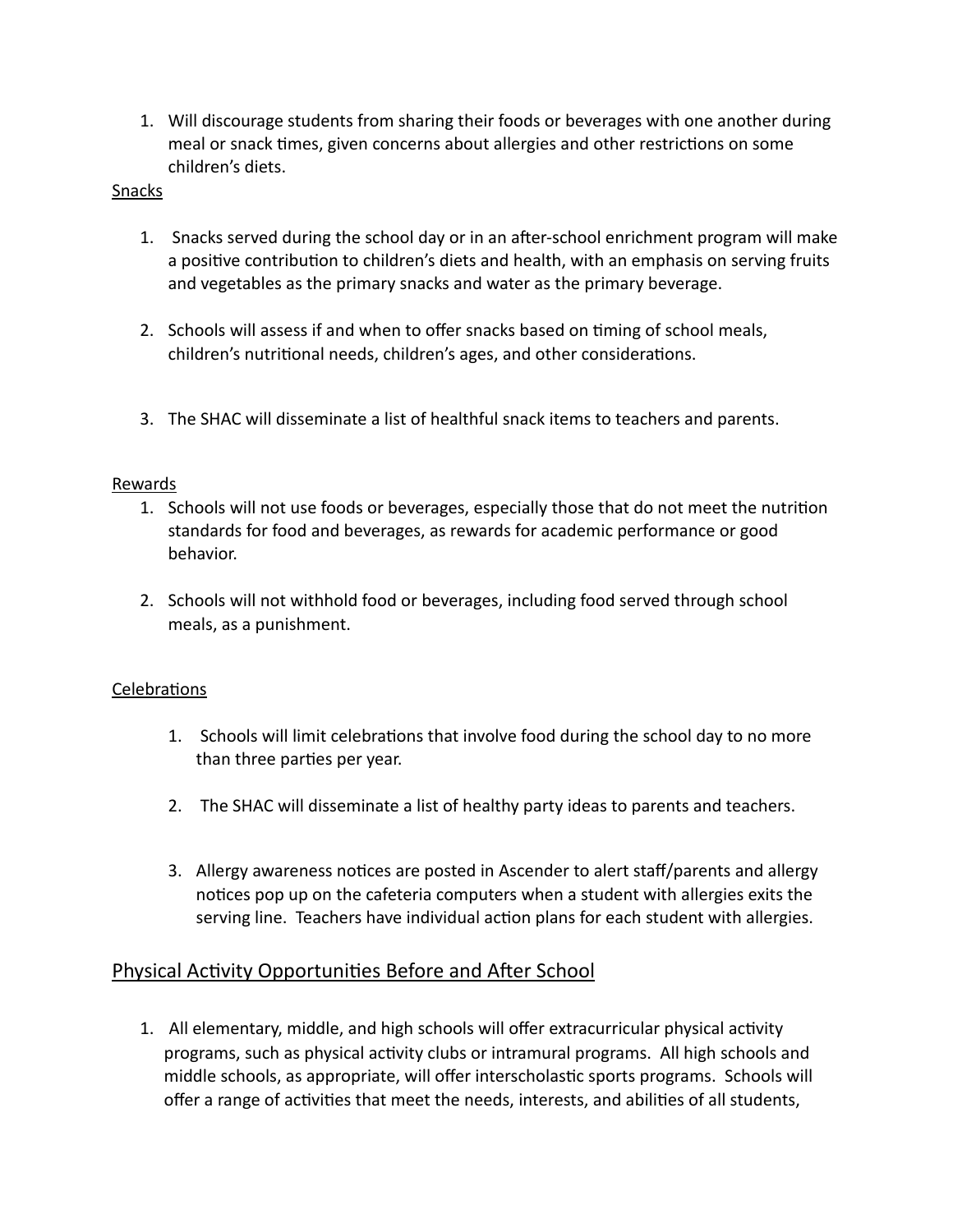1. Will discourage students from sharing their foods or beverages with one another during meal or snack times, given concerns about allergies and other restrictions on some children's diets.

Snacks

1. Snacks served during the school day or in an after-school enrichment program will make a positive contribution to children's diets and health, with an emphasis on serving fruits and vegetables as the primary snacks and water as the primary beverage.

2. Schools will assess if and when to offer snacks based on timing of school meals, children's nutritional needs, children's ages, and other considerations.

3. The SHAC will disseminate a list of healthful snack items to teachers and parents.

Rewards

1. Schools will not use foods or beverages, especially those that do not meet the nutrition standards for food and beverages, as rewards for academic performance or good behavior.

2. Schools will not withhold food or beverages, including food served through school meals, as a punishment.

Celebrations

1. Schools will limit celebrations that involve food during the school day to no more than three parties per year.

2. The SHAC will disseminate a list of healthy party ideas to parents and teachers.

3. Allergy awareness notices are posted in Ascender to alert staff/parents and allergy notices pop up on the cafeteria computers when a student with allergies exits the serving line. Teachers have individual action plans for each student with allergies.

## Physical Activity Opportunities Before and After School

1. All elementary, middle, and high schools will offer extracurricular physical activity programs, such as physical activity clubs or intramural programs. All high schools and middle schools, as appropriate, will offer interscholastic sports programs. Schools will offer a range of activities that meet the needs, interests, and abilities of all students,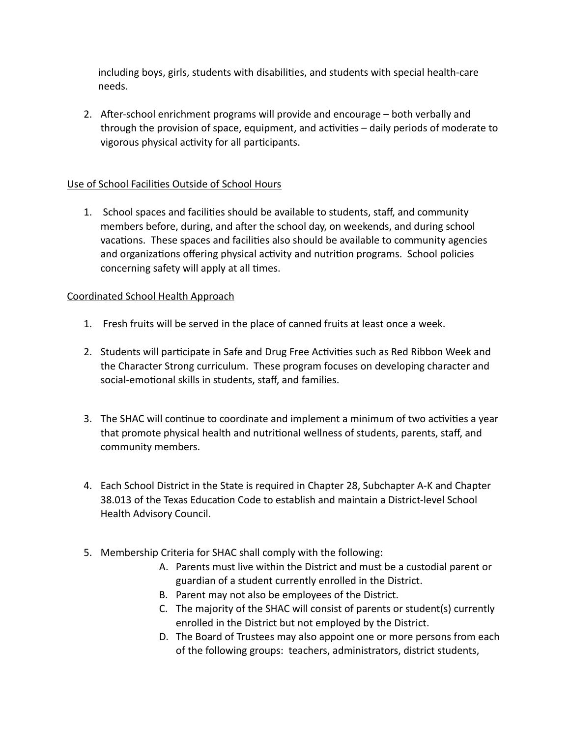including boys, girls, students with disabilities, and students with special health-care needs.

2. After-school enrichment programs will provide and encourage – both verbally and through the provision of space, equipment, and activities – daily periods of moderate to vigorous physical activity for all participants.

<u>Use of School Facilities Outside of School Hours</u>

1. School spaces and facilities should be available to students, staff, and community members before, during, and after the school day, on weekends, and during school vacations. These spaces and facilities also should be available to community agencies and organizations offering physical activity and nutrition programs. School policies concerning safety will apply at all times.

<u>Coordinated School Health Approach</u>

1. Fresh fruits will be served in the place of canned fruits at least once a week.

2. Students will participate in Safe and Drug Free Activities such as Red Ribbon Week and the Character Strong curriculum. These program focuses on developing character and social-emotional skills in students, staff, and families.

3. The SHAC will continue to coordinate and implement a minimum of two activities a year that promote physical health and nutritional wellness of students, parents, staff, and community members.

4. Each School District in the State is required in Chapter 28, Subchapter A-K and Chapter 38.013 of the Texas Education Code to establish and maintain a District-level School Health Advisory Council.

5. Membership Criteria for SHAC shall comply with the following:
   A. Parents must live within the District and must be a custodial parent or guardian of a student currently enrolled in the District.
   B. Parent may not also be employees of the District.
   C. The majority of the SHAC will consist of parents or student(s) currently enrolled in the District but not employed by the District.
   D. The Board of Trustees may also appoint one or more persons from each of the following groups: teachers, administrators, district students,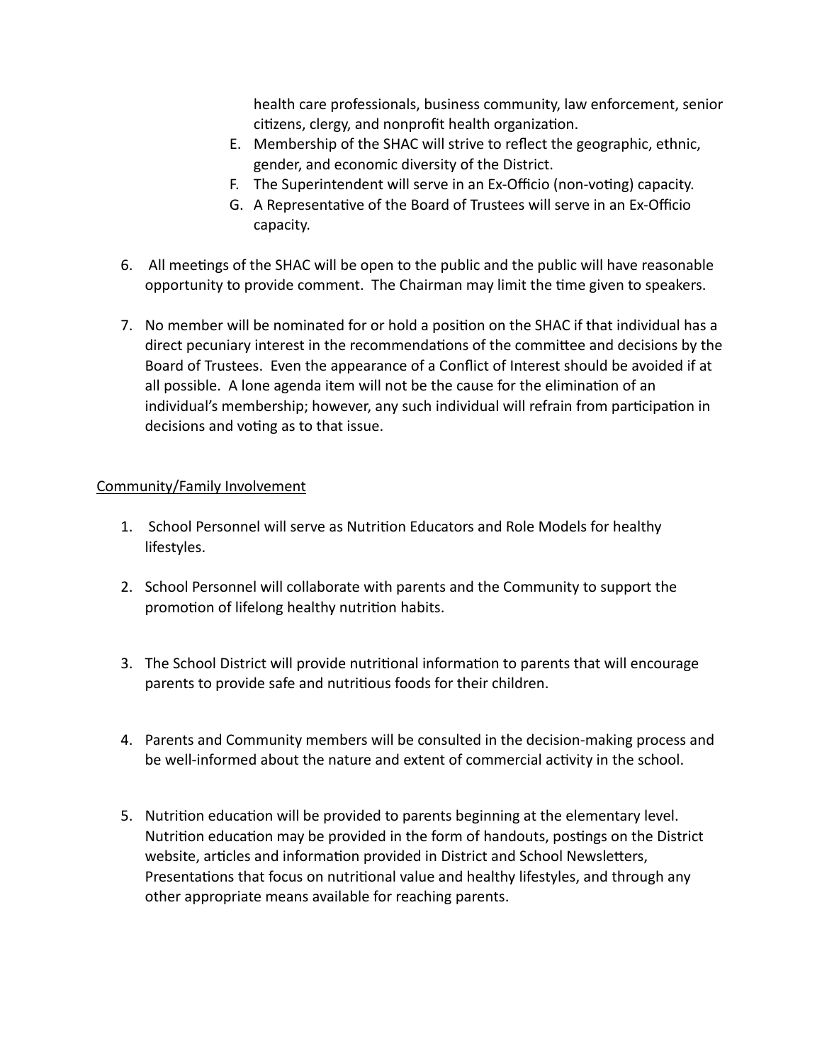health care professionals, business community, law enforcement, senior citizens, clergy, and nonprofit health organization.

E. Membership of the SHAC will strive to reflect the geographic, ethnic, gender, and economic diversity of the District.
F. The Superintendent will serve in an Ex-Officio (non-voting) capacity.
G. A Representative of the Board of Trustees will serve in an Ex-Officio capacity.

6. All meetings of the SHAC will be open to the public and the public will have reasonable opportunity to provide comment. The Chairman may limit the time given to speakers.

7. No member will be nominated for or hold a position on the SHAC if that individual has a direct pecuniary interest in the recommendations of the committee and decisions by the Board of Trustees. Even the appearance of a Conflict of Interest should be avoided if at all possible. A lone agenda item will not be the cause for the elimination of an individual's membership; however, any such individual will refrain from participation in decisions and voting as to that issue.

<u>Community/Family Involvement</u>

1. School Personnel will serve as Nutrition Educators and Role Models for healthy lifestyles.

2. School Personnel will collaborate with parents and the Community to support the promotion of lifelong healthy nutrition habits.

3. The School District will provide nutritional information to parents that will encourage parents to provide safe and nutritious foods for their children.

4. Parents and Community members will be consulted in the decision-making process and be well-informed about the nature and extent of commercial activity in the school.

5. Nutrition education will be provided to parents beginning at the elementary level. Nutrition education may be provided in the form of handouts, postings on the District website, articles and information provided in District and School Newsletters, Presentations that focus on nutritional value and healthy lifestyles, and through any other appropriate means available for reaching parents.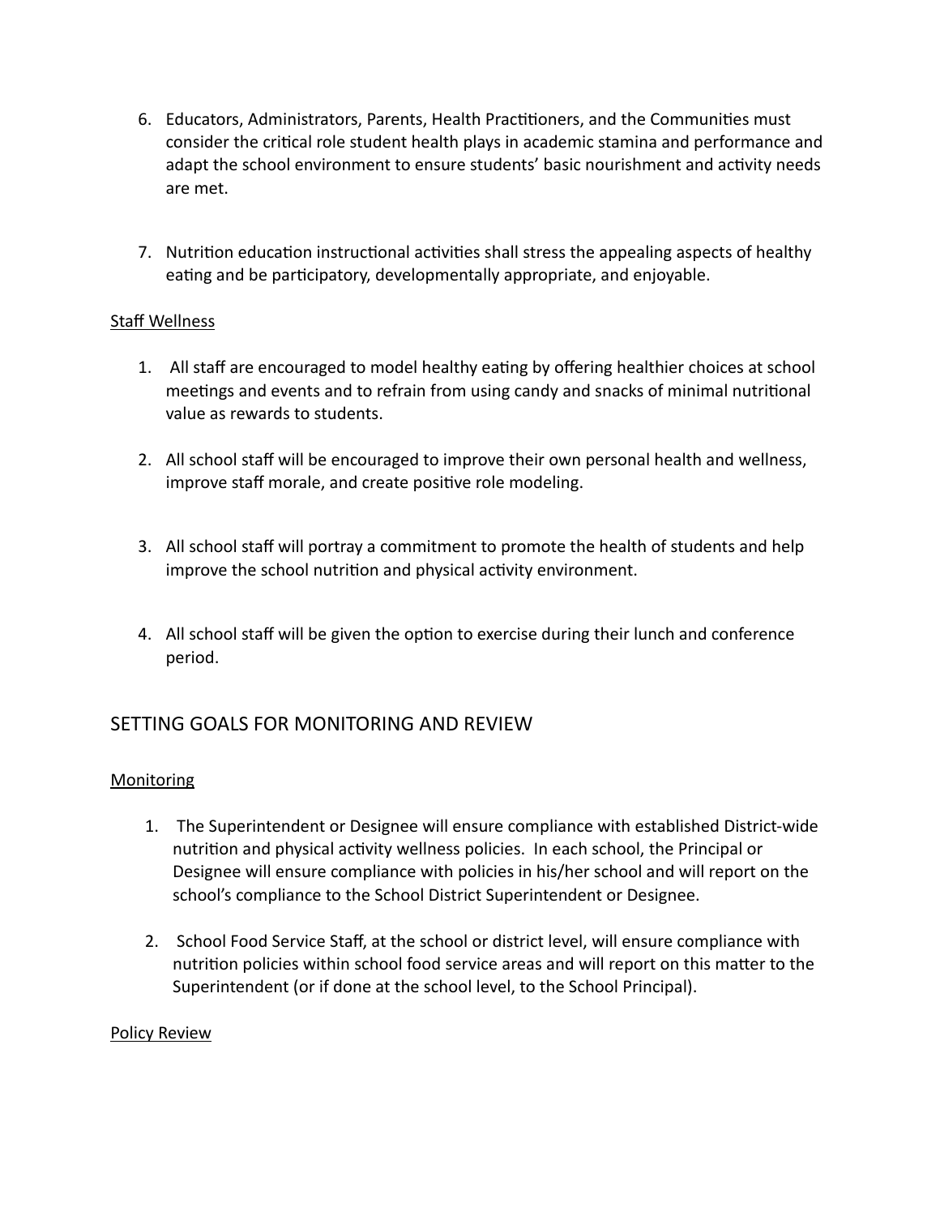6. Educators, Administrators, Parents, Health Practitioners, and the Communities must consider the critical role student health plays in academic stamina and performance and adapt the school environment to ensure students' basic nourishment and activity needs are met.

7. Nutrition education instructional activities shall stress the appealing aspects of healthy eating and be participatory, developmentally appropriate, and enjoyable.

<u>Staff Wellness</u>

1. All staff are encouraged to model healthy eating by offering healthier choices at school meetings and events and to refrain from using candy and snacks of minimal nutritional value as rewards to students.

2. All school staff will be encouraged to improve their own personal health and wellness, improve staff morale, and create positive role modeling.

3. All school staff will portray a commitment to promote the health of students and help improve the school nutrition and physical activity environment.

4. All school staff will be given the option to exercise during their lunch and conference period.

## SETTING GOALS FOR MONITORING AND REVIEW

<u>Monitoring</u>

1. The Superintendent or Designee will ensure compliance with established District-wide nutrition and physical activity wellness policies. In each school, the Principal or Designee will ensure compliance with policies in his/her school and will report on the school's compliance to the School District Superintendent or Designee.

2. School Food Service Staff, at the school or district level, will ensure compliance with nutrition policies within school food service areas and will report on this matter to the Superintendent (or if done at the school level, to the School Principal).

<u>Policy Review</u>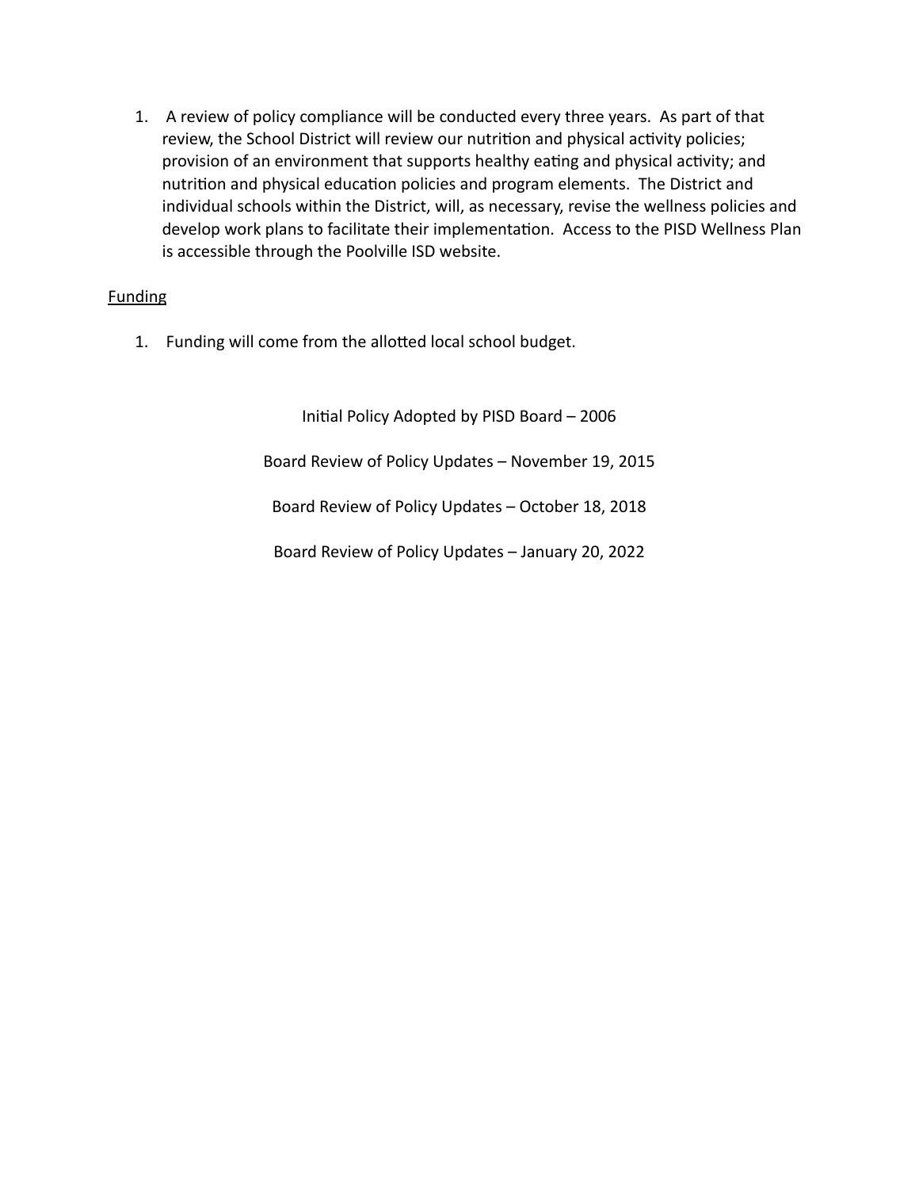1. A review of policy compliance will be conducted every three years. As part of that review, the School District will review our nutrition and physical activity policies; provision of an environment that supports healthy eating and physical activity; and nutrition and physical education policies and program elements. The District and individual schools within the District, will, as necessary, revise the wellness policies and develop work plans to facilitate their implementation. Access to the PISD Wellness Plan is accessible through the Poolville ISD website.

<u>Funding</u>

1. Funding will come from the allotted local school budget.

Initial Policy Adopted by PISD Board – 2006

Board Review of Policy Updates – November 19, 2015

Board Review of Policy Updates – October 18, 2018

Board Review of Policy Updates – January 20, 2022